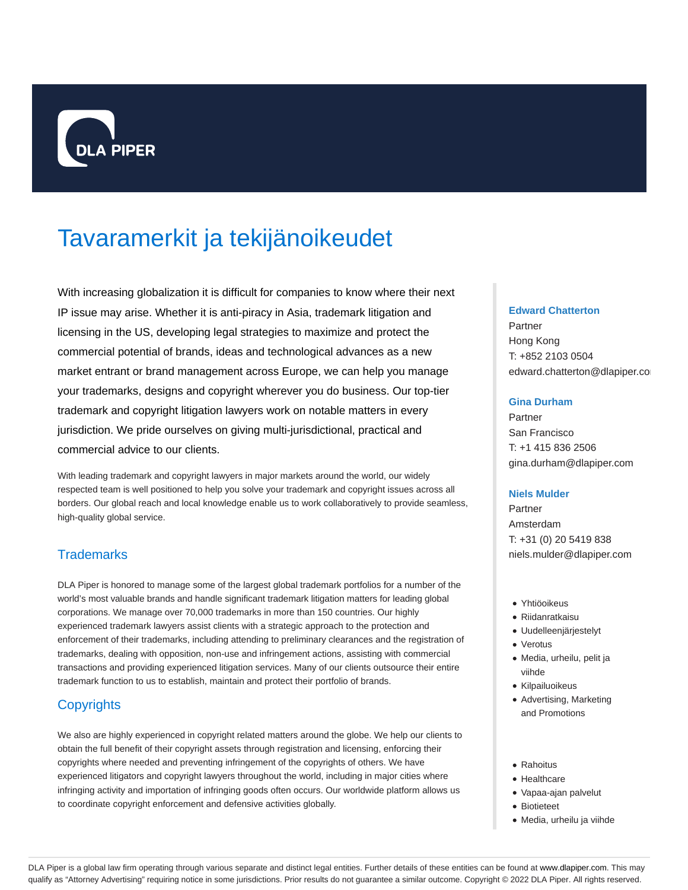# Tavaramerkit ja tekijänoikeudet

With increasing globalization it is difficult for companies to know where their next IP issue may arise. Whether it is anti-piracy in Asia, trademark litigation and licensing in the US, developing legal strategies to maximize and protect the commercial potential of brands, ideas and technological advances as a new market entrant or brand management across Europe, we can help you manage your trademarks, designs and copyright wherever you do business. Our top-tier trademark and copyright litigation lawyers work on notable matters in every jurisdiction. We pride ourselves on giving multi-jurisdictional, practical and commercial advice to our clients.

With leading trademark and copyright lawyers in major markets around the world, our widely respected team is well positioned to help you solve your trademark and copyright issues across all borders. Our global reach and local knowledge enable us to work collaboratively to provide seamless, high-quality global service.

## Trademarks

DLA Piper is honored to manage some of the largest global trademark portfolios for a number of the world's most valuable brands and handle significant trademark litigation matters for leading global corporations. We manage over 70,000 trademarks in more than 150 countries. Our highly experienced trademark lawyers assist clients with a strategic approach to the protection and enforcement of their trademarks, including attending to preliminary clearances and the registration of trademarks, dealing with opposition, non-use and infringement actions, assisting with commercial transactions and providing experienced litigation services. Many of our clients outsource their entire trademark function to us to establish, maintain and protect their portfolio of brands.

## Copyrights

We also are highly experienced in copyright related matters around the globe. We help our clients to obtain the full benefit of their copyright assets through registration and licensing, enforcing their copyrights where needed and preventing infringement of the copyrights of others. We have experienced litigators and copyright lawyers throughout the world, including in major cities where infringing activity and importation of infringing goods often occurs. Our worldwide platform allows us to coordinate copyright enforcement and defensive activities globally.

**Edward Chatterton**
Partner
Hong Kong
T: +852 2103 0504
edward.chatterton@dlapiper.com

**Gina Durham**
Partner
San Francisco
T: +1 415 836 2506
gina.durham@dlapiper.com

**Niels Mulder**
Partner
Amsterdam
T: +31 (0) 20 5419 838
niels.mulder@dlapiper.com

- Yhtiöoikeus
- Riidanratkaisu
- Uudelleenjärjestelyt
- Verotus
- Media, urheilu, pelit ja viihde
- Kilpailuoikeus
- Advertising, Marketing and Promotions

- Rahoitus
- Healthcare
- Vapaa-ajan palvelut
- Biotieteet
- Media, urheilu ja viihde

DLA Piper is a global law firm operating through various separate and distinct legal entities. Further details of these entities can be found at www.dlapiper.com. This may qualify as "Attorney Advertising" requiring notice in some jurisdictions. Prior results do not guarantee a similar outcome. Copyright © 2022 DLA Piper. All rights reserved.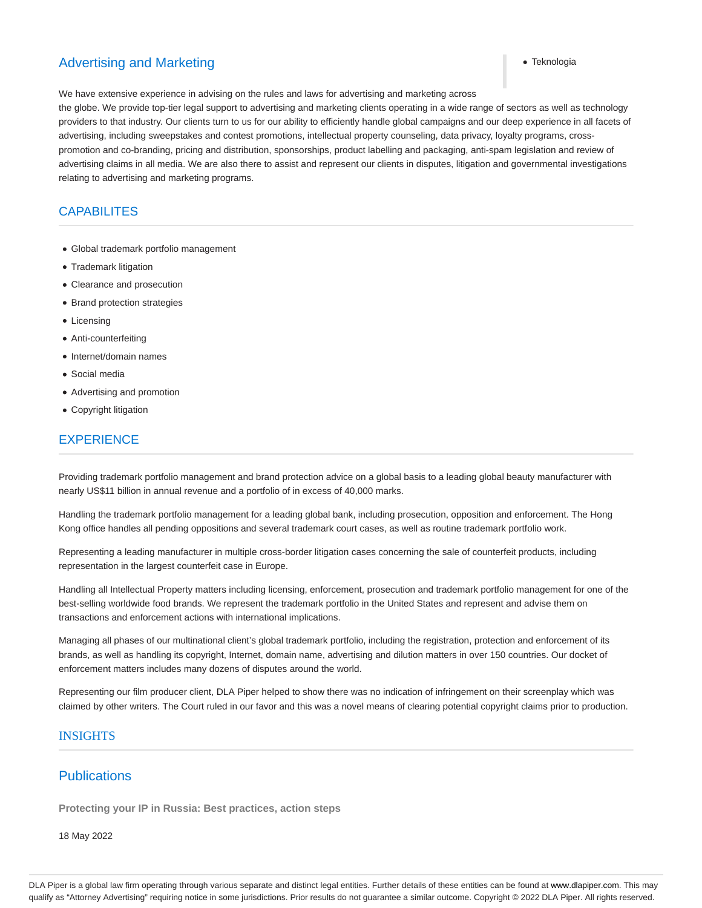## Advertising and Marketing

- Teknologia

We have extensive experience in advising on the rules and laws for advertising and marketing across the globe. We provide top-tier legal support to advertising and marketing clients operating in a wide range of sectors as well as technology providers to that industry. Our clients turn to us for our ability to efficiently handle global campaigns and our deep experience in all facets of advertising, including sweepstakes and contest promotions, intellectual property counseling, data privacy, loyalty programs, cross-promotion and co-branding, pricing and distribution, sponsorships, product labelling and packaging, anti-spam legislation and review of advertising claims in all media. We are also there to assist and represent our clients in disputes, litigation and governmental investigations relating to advertising and marketing programs.

## CAPABILITES

- Global trademark portfolio management
- Trademark litigation
- Clearance and prosecution
- Brand protection strategies
- Licensing
- Anti-counterfeiting
- Internet/domain names
- Social media
- Advertising and promotion
- Copyright litigation

## EXPERIENCE

Providing trademark portfolio management and brand protection advice on a global basis to a leading global beauty manufacturer with nearly US$11 billion in annual revenue and a portfolio of in excess of 40,000 marks.

Handling the trademark portfolio management for a leading global bank, including prosecution, opposition and enforcement. The Hong Kong office handles all pending oppositions and several trademark court cases, as well as routine trademark portfolio work.

Representing a leading manufacturer in multiple cross-border litigation cases concerning the sale of counterfeit products, including representation in the largest counterfeit case in Europe.

Handling all Intellectual Property matters including licensing, enforcement, prosecution and trademark portfolio management for one of the best-selling worldwide food brands. We represent the trademark portfolio in the United States and represent and advise them on transactions and enforcement actions with international implications.

Managing all phases of our multinational client's global trademark portfolio, including the registration, protection and enforcement of its brands, as well as handling its copyright, Internet, domain name, advertising and dilution matters in over 150 countries. Our docket of enforcement matters includes many dozens of disputes around the world.

Representing our film producer client, DLA Piper helped to show there was no indication of infringement on their screenplay which was claimed by other writers. The Court ruled in our favor and this was a novel means of clearing potential copyright claims prior to production.

## INSIGHTS

## Publications

**Protecting your IP in Russia: Best practices, action steps**

18 May 2022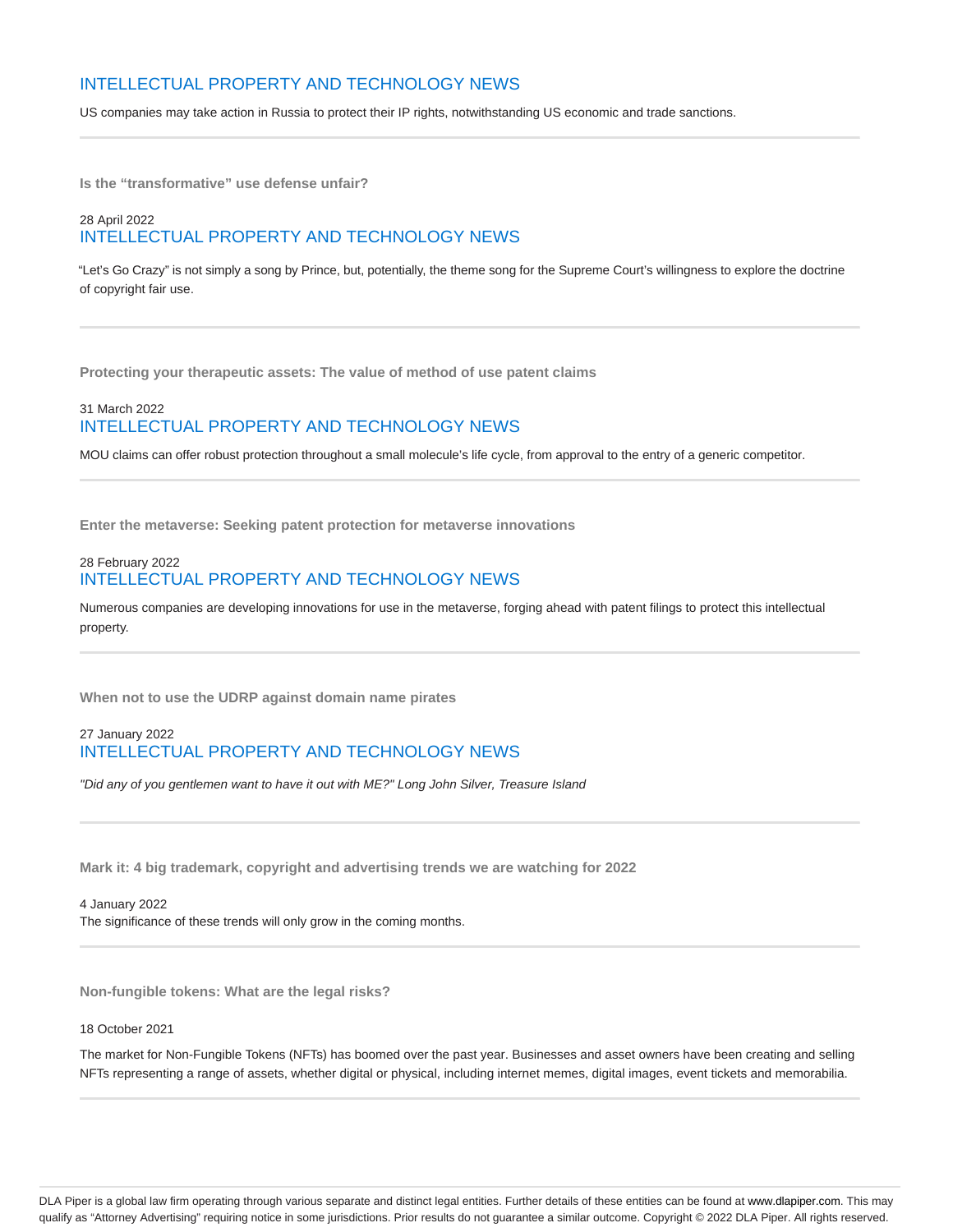INTELLECTUAL PROPERTY AND TECHNOLOGY NEWS

US companies may take action in Russia to protect their IP rights, notwithstanding US economic and trade sanctions.

---

**Is the "transformative" use defense unfair?**

28 April 2022

INTELLECTUAL PROPERTY AND TECHNOLOGY NEWS

"Let's Go Crazy" is not simply a song by Prince, but, potentially, the theme song for the Supreme Court's willingness to explore the doctrine of copyright fair use.

---

**Protecting your therapeutic assets: The value of method of use patent claims**

31 March 2022

INTELLECTUAL PROPERTY AND TECHNOLOGY NEWS

MOU claims can offer robust protection throughout a small molecule's life cycle, from approval to the entry of a generic competitor.

---

**Enter the metaverse: Seeking patent protection for metaverse innovations**

28 February 2022

INTELLECTUAL PROPERTY AND TECHNOLOGY NEWS

Numerous companies are developing innovations for use in the metaverse, forging ahead with patent filings to protect this intellectual property.

---

**When not to use the UDRP against domain name pirates**

27 January 2022

INTELLECTUAL PROPERTY AND TECHNOLOGY NEWS

*"Did any of you gentlemen want to have it out with ME?" Long John Silver, Treasure Island*

---

**Mark it: 4 big trademark, copyright and advertising trends we are watching for 2022**

4 January 2022

The significance of these trends will only grow in the coming months.

---

**Non-fungible tokens: What are the legal risks?**

18 October 2021

The market for Non-Fungible Tokens (NFTs) has boomed over the past year. Businesses and asset owners have been creating and selling NFTs representing a range of assets, whether digital or physical, including internet memes, digital images, event tickets and memorabilia.

---

DLA Piper is a global law firm operating through various separate and distinct legal entities. Further details of these entities can be found at www.dlapiper.com. This may qualify as "Attorney Advertising" requiring notice in some jurisdictions. Prior results do not guarantee a similar outcome. Copyright © 2022 DLA Piper. All rights reserved.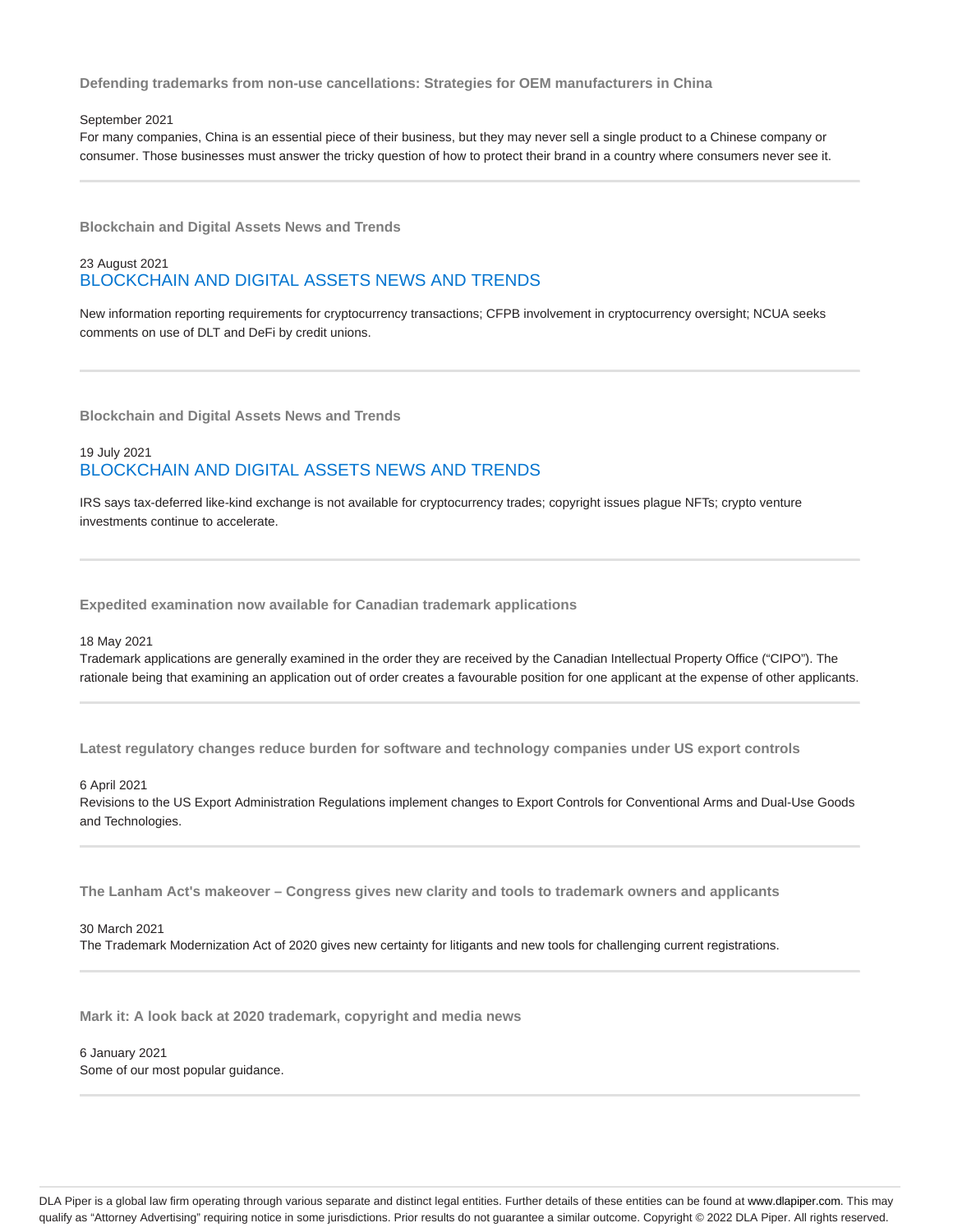### Defending trademarks from non-use cancellations: Strategies for OEM manufacturers in China

September 2021

For many companies, China is an essential piece of their business, but they may never sell a single product to a Chinese company or consumer. Those businesses must answer the tricky question of how to protect their brand in a country where consumers never see it.

---

### Blockchain and Digital Assets News and Trends

23 August 2021

BLOCKCHAIN AND DIGITAL ASSETS NEWS AND TRENDS

New information reporting requirements for cryptocurrency transactions; CFPB involvement in cryptocurrency oversight; NCUA seeks comments on use of DLT and DeFi by credit unions.

---

### Blockchain and Digital Assets News and Trends

19 July 2021

BLOCKCHAIN AND DIGITAL ASSETS NEWS AND TRENDS

IRS says tax-deferred like-kind exchange is not available for cryptocurrency trades; copyright issues plague NFTs; crypto venture investments continue to accelerate.

---

### Expedited examination now available for Canadian trademark applications

18 May 2021

Trademark applications are generally examined in the order they are received by the Canadian Intellectual Property Office (“CIPO”). The rationale being that examining an application out of order creates a favourable position for one applicant at the expense of other applicants.

---

### Latest regulatory changes reduce burden for software and technology companies under US export controls

6 April 2021

Revisions to the US Export Administration Regulations implement changes to Export Controls for Conventional Arms and Dual-Use Goods and Technologies.

---

### The Lanham Act's makeover – Congress gives new clarity and tools to trademark owners and applicants

30 March 2021

The Trademark Modernization Act of 2020 gives new certainty for litigants and new tools for challenging current registrations.

---

### Mark it: A look back at 2020 trademark, copyright and media news

6 January 2021

Some of our most popular guidance.

---

DLA Piper is a global law firm operating through various separate and distinct legal entities. Further details of these entities can be found at www.dlapiper.com. This may qualify as “Attorney Advertising” requiring notice in some jurisdictions. Prior results do not guarantee a similar outcome. Copyright © 2022 DLA Piper. All rights reserved.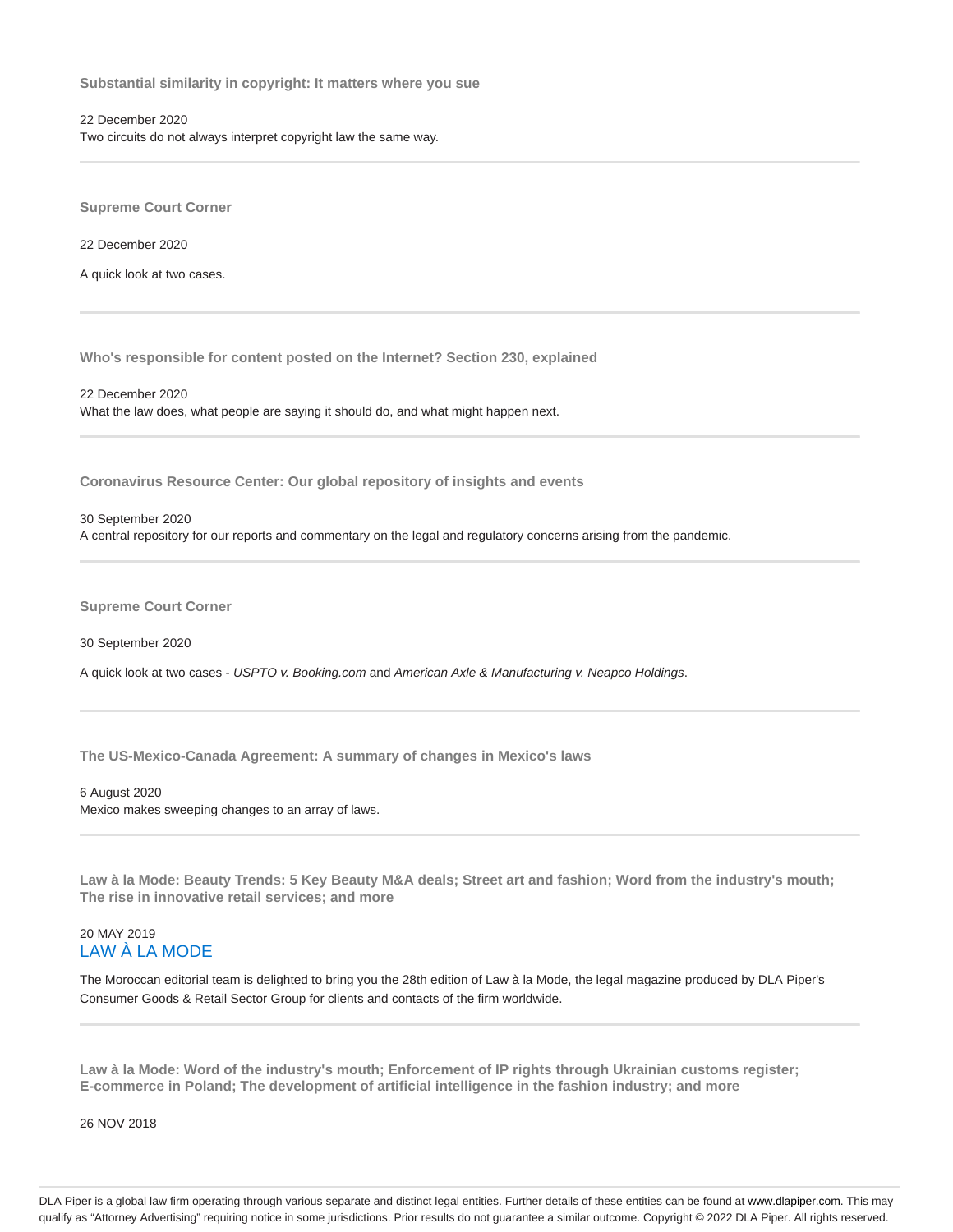**Substantial similarity in copyright: It matters where you sue**

22 December 2020
Two circuits do not always interpret copyright law the same way.

---

**Supreme Court Corner**

22 December 2020

A quick look at two cases.

---

**Who's responsible for content posted on the Internet? Section 230, explained**

22 December 2020
What the law does, what people are saying it should do, and what might happen next.

---

**Coronavirus Resource Center: Our global repository of insights and events**

30 September 2020
A central repository for our reports and commentary on the legal and regulatory concerns arising from the pandemic.

---

**Supreme Court Corner**

30 September 2020

A quick look at two cases - *USPTO v. Booking.com* and *American Axle & Manufacturing v. Neapco Holdings*.

---

**The US-Mexico-Canada Agreement: A summary of changes in Mexico's laws**

6 August 2020
Mexico makes sweeping changes to an array of laws.

---

**Law à la Mode: Beauty Trends: 5 Key Beauty M&A deals; Street art and fashion; Word from the industry's mouth; The rise in innovative retail services; and more**

20 MAY 2019
LAW À LA MODE

The Moroccan editorial team is delighted to bring you the 28th edition of Law à la Mode, the legal magazine produced by DLA Piper's Consumer Goods & Retail Sector Group for clients and contacts of the firm worldwide.

---

**Law à la Mode: Word of the industry's mouth; Enforcement of IP rights through Ukrainian customs register; E-commerce in Poland; The development of artificial intelligence in the fashion industry; and more**

26 NOV 2018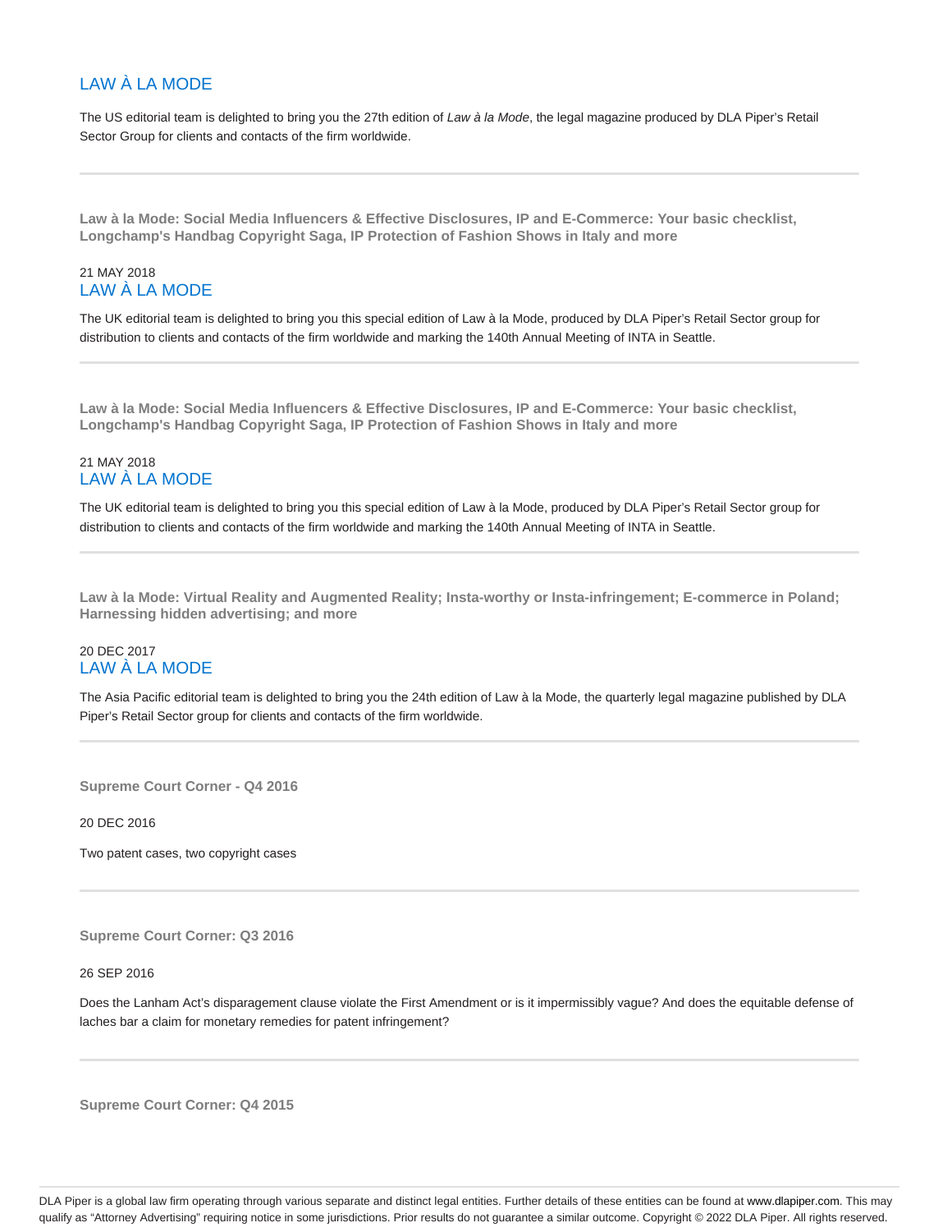LAW À LA MODE

The US editorial team is delighted to bring you the 27th edition of *Law à la Mode*, the legal magazine produced by DLA Piper's Retail Sector Group for clients and contacts of the firm worldwide.

---

**Law à la Mode: Social Media Influencers & Effective Disclosures, IP and E-Commerce: Your basic checklist, Longchamp's Handbag Copyright Saga, IP Protection of Fashion Shows in Italy and more**

21 MAY 2018
LAW À LA MODE

The UK editorial team is delighted to bring you this special edition of Law à la Mode, produced by DLA Piper's Retail Sector group for distribution to clients and contacts of the firm worldwide and marking the 140th Annual Meeting of INTA in Seattle.

---

**Law à la Mode: Social Media Influencers & Effective Disclosures, IP and E-Commerce: Your basic checklist, Longchamp's Handbag Copyright Saga, IP Protection of Fashion Shows in Italy and more**

21 MAY 2018
LAW À LA MODE

The UK editorial team is delighted to bring you this special edition of Law à la Mode, produced by DLA Piper's Retail Sector group for distribution to clients and contacts of the firm worldwide and marking the 140th Annual Meeting of INTA in Seattle.

---

**Law à la Mode: Virtual Reality and Augmented Reality; Insta-worthy or Insta-infringement; E-commerce in Poland; Harnessing hidden advertising; and more**

20 DEC 2017
LAW À LA MODE

The Asia Pacific editorial team is delighted to bring you the 24th edition of Law à la Mode, the quarterly legal magazine published by DLA Piper's Retail Sector group for clients and contacts of the firm worldwide.

---

**Supreme Court Corner - Q4 2016**

20 DEC 2016

Two patent cases, two copyright cases

---

**Supreme Court Corner: Q3 2016**

26 SEP 2016

Does the Lanham Act's disparagement clause violate the First Amendment or is it impermissibly vague? And does the equitable defense of laches bar a claim for monetary remedies for patent infringement?

---

**Supreme Court Corner: Q4 2015**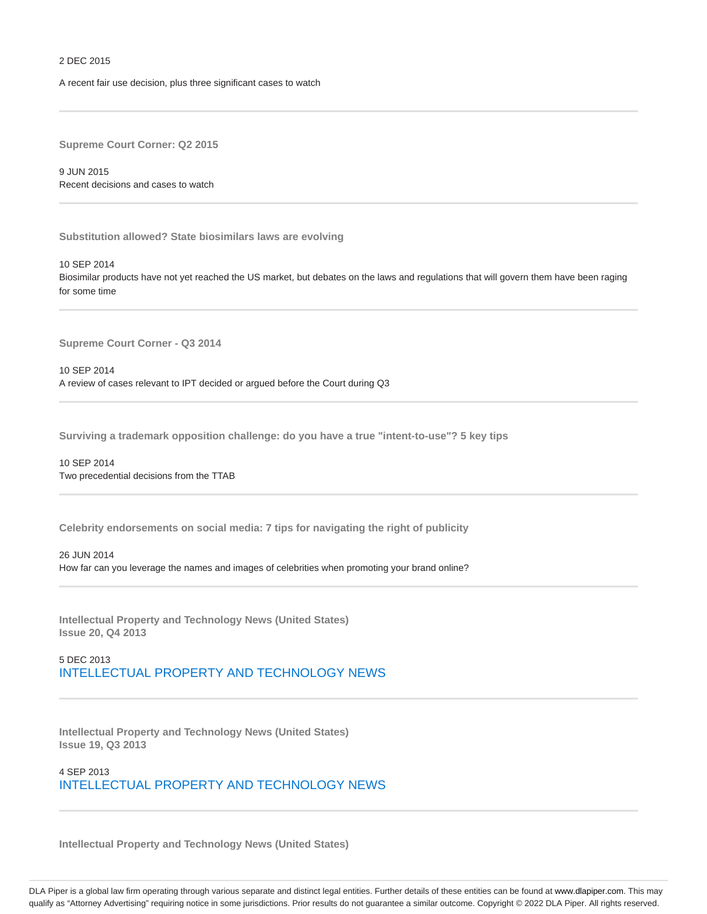2 DEC 2015

A recent fair use decision, plus three significant cases to watch

---

### Supreme Court Corner: Q2 2015

9 JUN 2015
Recent decisions and cases to watch

---

### Substitution allowed? State biosimilars laws are evolving

10 SEP 2014
Biosimilar products have not yet reached the US market, but debates on the laws and regulations that will govern them have been raging for some time

---

### Supreme Court Corner - Q3 2014

10 SEP 2014
A review of cases relevant to IPT decided or argued before the Court during Q3

---

### Surviving a trademark opposition challenge: do you have a true "intent-to-use"? 5 key tips

10 SEP 2014
Two precedential decisions from the TTAB

---

### Celebrity endorsements on social media: 7 tips for navigating the right of publicity

26 JUN 2014
How far can you leverage the names and images of celebrities when promoting your brand online?

---

### Intellectual Property and Technology News (United States)
### Issue 20, Q4 2013

5 DEC 2013
INTELLECTUAL PROPERTY AND TECHNOLOGY NEWS

---

### Intellectual Property and Technology News (United States)
### Issue 19, Q3 2013

4 SEP 2013
INTELLECTUAL PROPERTY AND TECHNOLOGY NEWS

---

### Intellectual Property and Technology News (United States)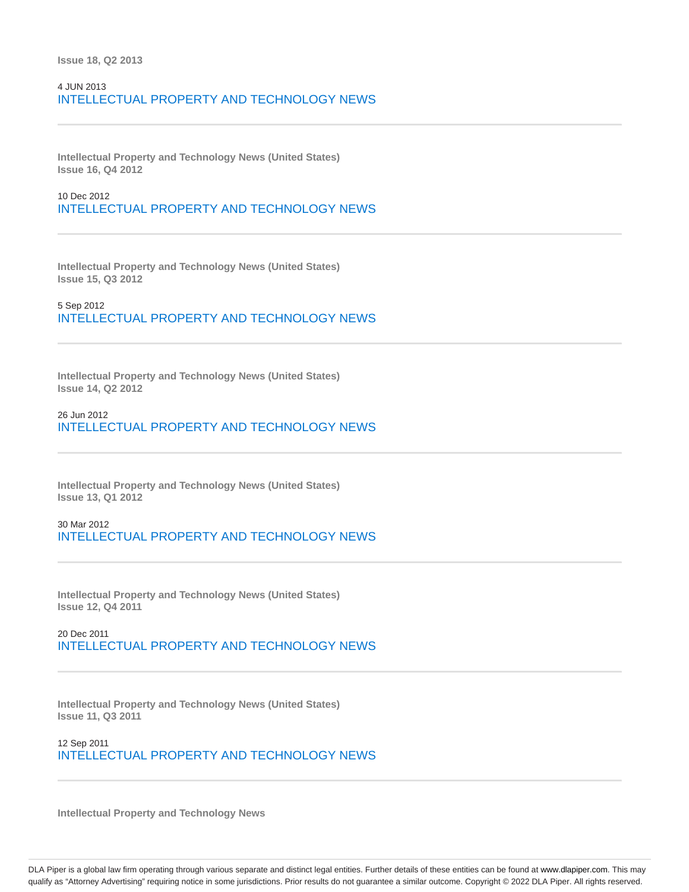**Issue 18, Q2 2013**

4 JUN 2013

INTELLECTUAL PROPERTY AND TECHNOLOGY NEWS

---

**Intellectual Property and Technology News (United States)**
**Issue 16, Q4 2012**

10 Dec 2012

INTELLECTUAL PROPERTY AND TECHNOLOGY NEWS

---

**Intellectual Property and Technology News (United States)**
**Issue 15, Q3 2012**

5 Sep 2012

INTELLECTUAL PROPERTY AND TECHNOLOGY NEWS

---

**Intellectual Property and Technology News (United States)**
**Issue 14, Q2 2012**

26 Jun 2012

INTELLECTUAL PROPERTY AND TECHNOLOGY NEWS

---

**Intellectual Property and Technology News (United States)**
**Issue 13, Q1 2012**

30 Mar 2012

INTELLECTUAL PROPERTY AND TECHNOLOGY NEWS

---

**Intellectual Property and Technology News (United States)**
**Issue 12, Q4 2011**

20 Dec 2011

INTELLECTUAL PROPERTY AND TECHNOLOGY NEWS

---

**Intellectual Property and Technology News (United States)**
**Issue 11, Q3 2011**

12 Sep 2011

INTELLECTUAL PROPERTY AND TECHNOLOGY NEWS

---

**Intellectual Property and Technology News**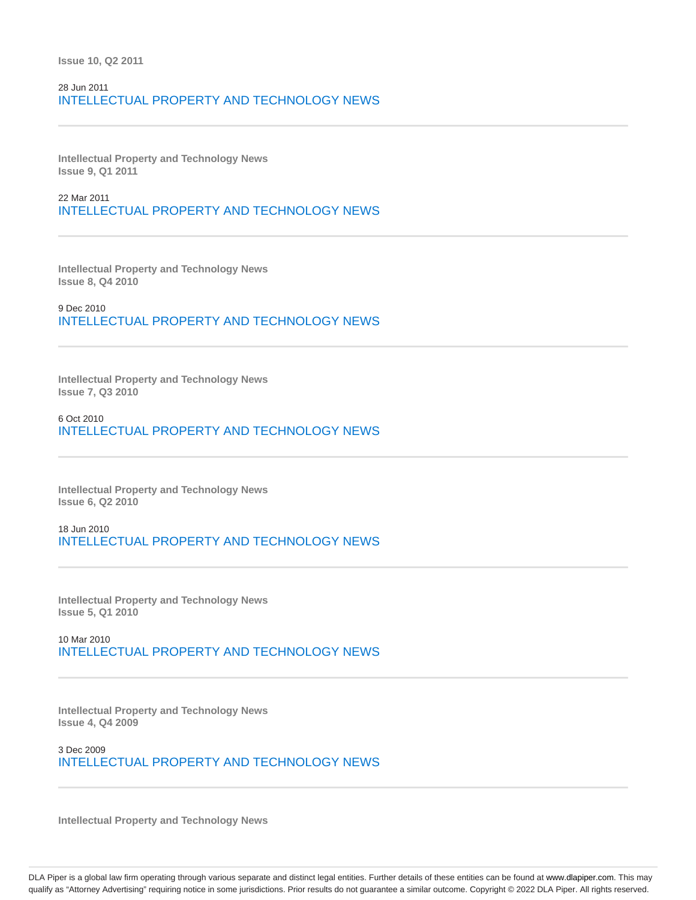**Issue 10, Q2 2011**

28 Jun 2011
INTELLECTUAL PROPERTY AND TECHNOLOGY NEWS

---

**Intellectual Property and Technology News**
**Issue 9, Q1 2011**

22 Mar 2011
INTELLECTUAL PROPERTY AND TECHNOLOGY NEWS

---

**Intellectual Property and Technology News**
**Issue 8, Q4 2010**

9 Dec 2010
INTELLECTUAL PROPERTY AND TECHNOLOGY NEWS

---

**Intellectual Property and Technology News**
**Issue 7, Q3 2010**

6 Oct 2010
INTELLECTUAL PROPERTY AND TECHNOLOGY NEWS

---

**Intellectual Property and Technology News**
**Issue 6, Q2 2010**

18 Jun 2010
INTELLECTUAL PROPERTY AND TECHNOLOGY NEWS

---

**Intellectual Property and Technology News**
**Issue 5, Q1 2010**

10 Mar 2010
INTELLECTUAL PROPERTY AND TECHNOLOGY NEWS

---

**Intellectual Property and Technology News**
**Issue 4, Q4 2009**

3 Dec 2009
INTELLECTUAL PROPERTY AND TECHNOLOGY NEWS

---

**Intellectual Property and Technology News**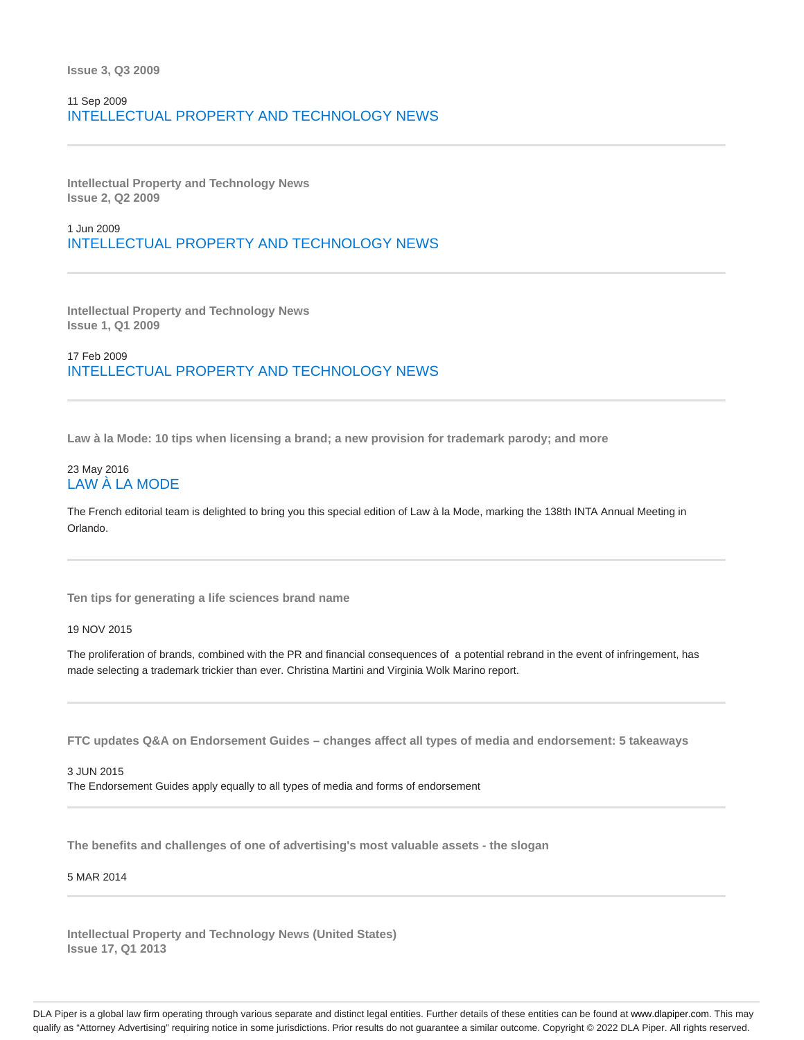**Issue 3, Q3 2009**

11 Sep 2009

INTELLECTUAL PROPERTY AND TECHNOLOGY NEWS

---

**Intellectual Property and Technology News**
**Issue 2, Q2 2009**

1 Jun 2009

INTELLECTUAL PROPERTY AND TECHNOLOGY NEWS

---

**Intellectual Property and Technology News**
**Issue 1, Q1 2009**

17 Feb 2009

INTELLECTUAL PROPERTY AND TECHNOLOGY NEWS

---

**Law à la Mode: 10 tips when licensing a brand; a new provision for trademark parody; and more**

23 May 2016

LAW À LA MODE

The French editorial team is delighted to bring you this special edition of Law à la Mode, marking the 138th INTA Annual Meeting in Orlando.

---

**Ten tips for generating a life sciences brand name**

19 NOV 2015

The proliferation of brands, combined with the PR and financial consequences of a potential rebrand in the event of infringement, has made selecting a trademark trickier than ever. Christina Martini and Virginia Wolk Marino report.

---

**FTC updates Q&A on Endorsement Guides – changes affect all types of media and endorsement: 5 takeaways**

3 JUN 2015

The Endorsement Guides apply equally to all types of media and forms of endorsement

---

**The benefits and challenges of one of advertising's most valuable assets - the slogan**

5 MAR 2014

---

**Intellectual Property and Technology News (United States)**
**Issue 17, Q1 2013**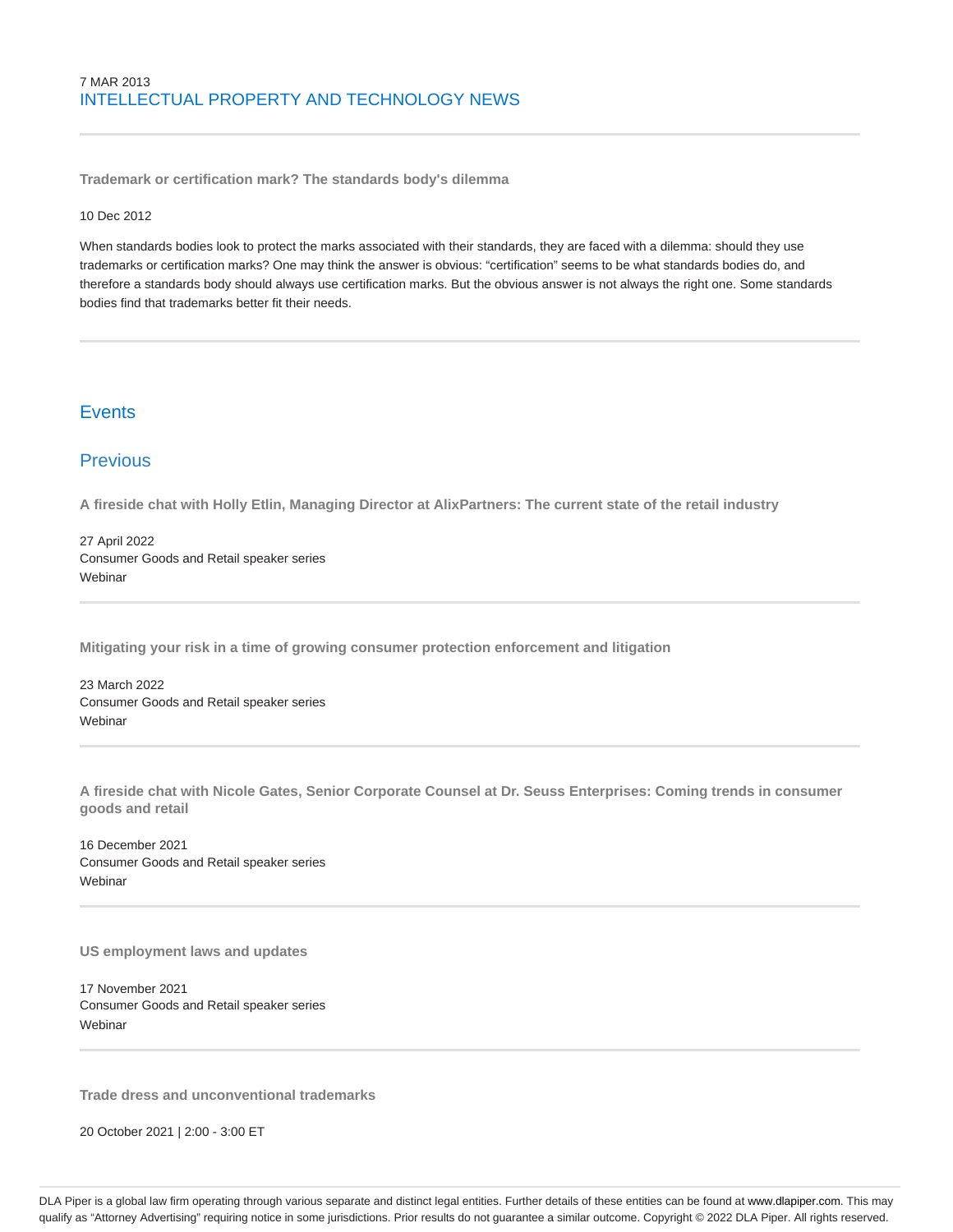7 MAR 2013

## INTELLECTUAL PROPERTY AND TECHNOLOGY NEWS

---

**Trademark or certification mark? The standards body's dilemma**

10 Dec 2012

When standards bodies look to protect the marks associated with their standards, they are faced with a dilemma: should they use trademarks or certification marks? One may think the answer is obvious: "certification" seems to be what standards bodies do, and therefore a standards body should always use certification marks. But the obvious answer is not always the right one. Some standards bodies find that trademarks better fit their needs.

---

## Events

## Previous

**A fireside chat with Holly Etlin, Managing Director at AlixPartners: The current state of the retail industry**

27 April 2022
Consumer Goods and Retail speaker series
Webinar

---

**Mitigating your risk in a time of growing consumer protection enforcement and litigation**

23 March 2022
Consumer Goods and Retail speaker series
Webinar

---

**A fireside chat with Nicole Gates, Senior Corporate Counsel at Dr. Seuss Enterprises: Coming trends in consumer goods and retail**

16 December 2021
Consumer Goods and Retail speaker series
Webinar

---

**US employment laws and updates**

17 November 2021
Consumer Goods and Retail speaker series
Webinar

---

**Trade dress and unconventional trademarks**

20 October 2021 | 2:00 - 3:00 ET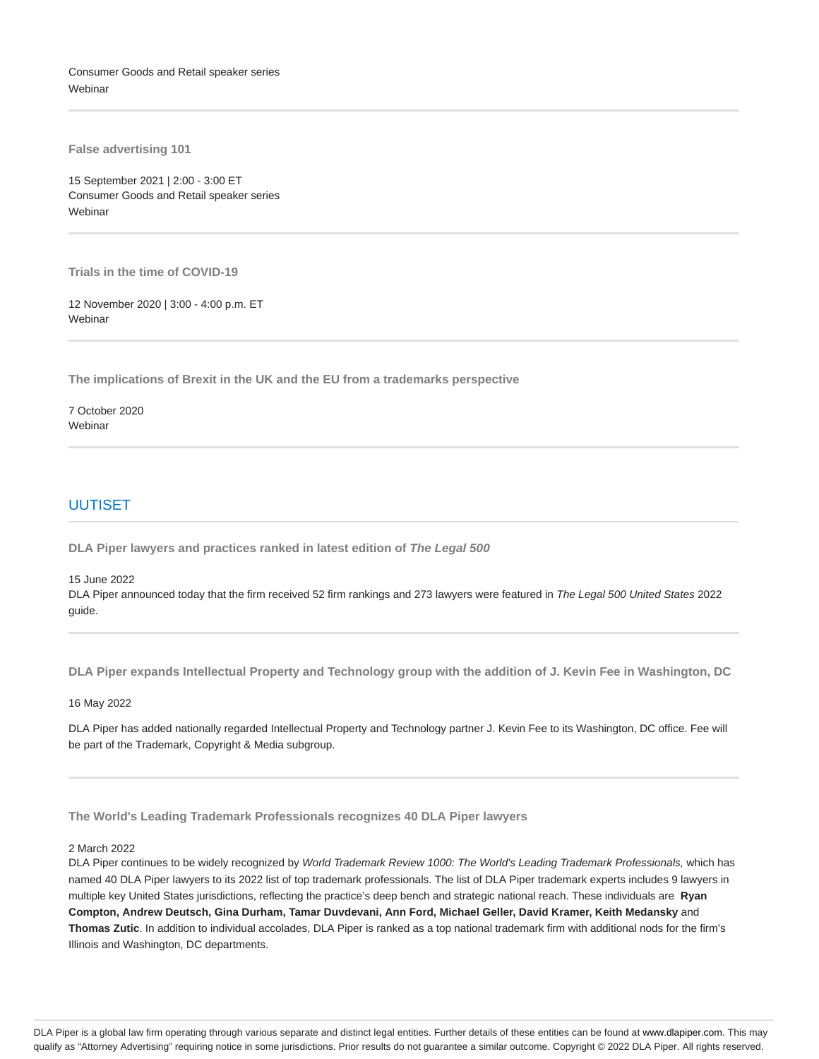Consumer Goods and Retail speaker series
Webinar

**False advertising 101**

15 September 2021 | 2:00 - 3:00 ET
Consumer Goods and Retail speaker series
Webinar

**Trials in the time of COVID-19**

12 November 2020 | 3:00 - 4:00 p.m. ET
Webinar

**The implications of Brexit in the UK and the EU from a trademarks perspective**

7 October 2020
Webinar

## UUTISET

**DLA Piper lawyers and practices ranked in latest edition of *The Legal 500***

15 June 2022
DLA Piper announced today that the firm received 52 firm rankings and 273 lawyers were featured in *The Legal 500 United States* 2022 guide.

**DLA Piper expands Intellectual Property and Technology group with the addition of J. Kevin Fee in Washington, DC**

16 May 2022

DLA Piper has added nationally regarded Intellectual Property and Technology partner J. Kevin Fee to its Washington, DC office. Fee will be part of the Trademark, Copyright & Media subgroup.

**The World's Leading Trademark Professionals recognizes 40 DLA Piper lawyers**

2 March 2022
DLA Piper continues to be widely recognized by *World Trademark Review 1000: The World's Leading Trademark Professionals,* which has named 40 DLA Piper lawyers to its 2022 list of top trademark professionals. The list of DLA Piper trademark experts includes 9 lawyers in multiple key United States jurisdictions, reflecting the practice's deep bench and strategic national reach. These individuals are **Ryan Compton, Andrew Deutsch, Gina Durham, Tamar Duvdevani, Ann Ford, Michael Geller, David Kramer, Keith Medansky** and **Thomas Zutic**. In addition to individual accolades, DLA Piper is ranked as a top national trademark firm with additional nods for the firm's Illinois and Washington, DC departments.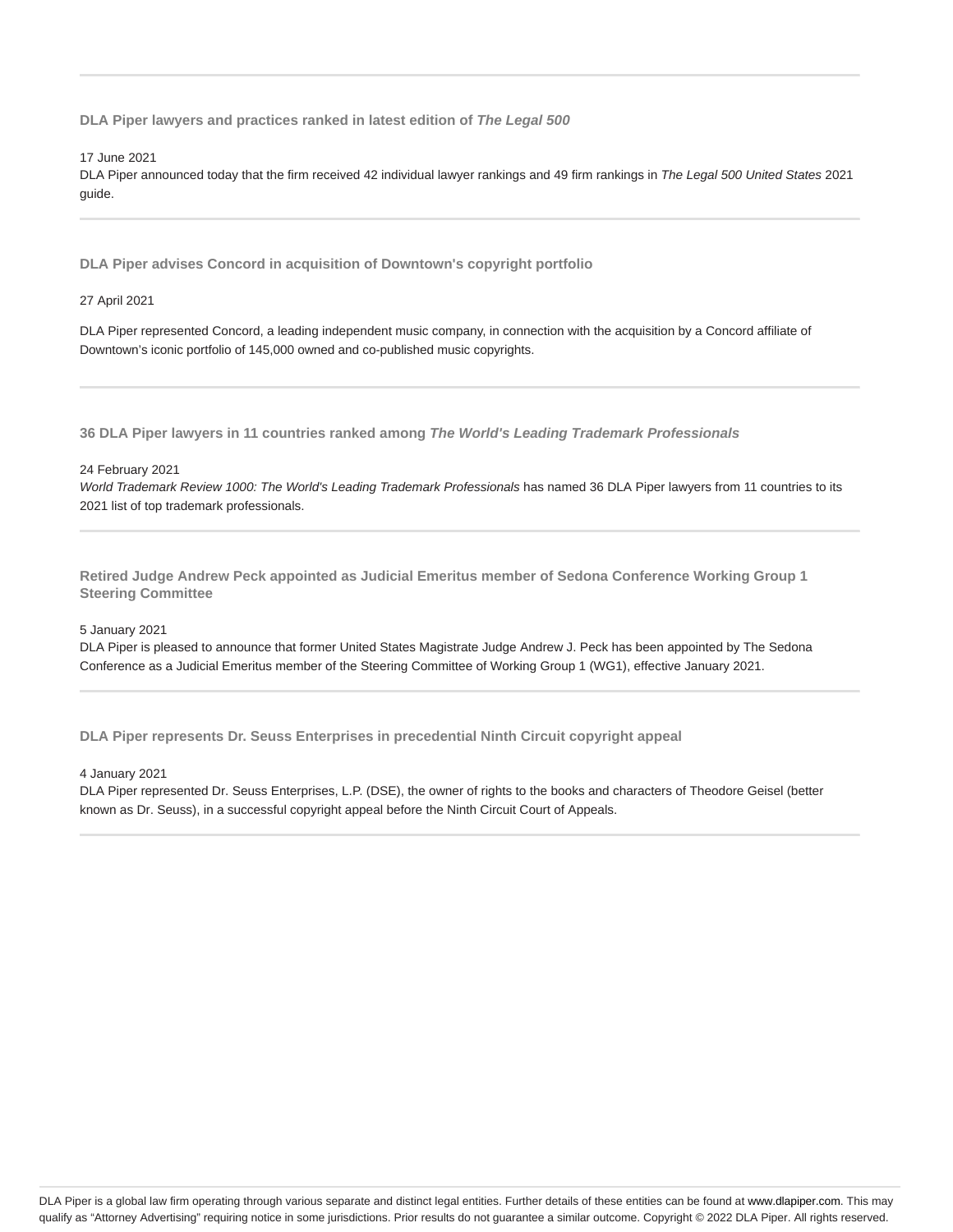**DLA Piper lawyers and practices ranked in latest edition of *The Legal 500***

17 June 2021
DLA Piper announced today that the firm received 42 individual lawyer rankings and 49 firm rankings in *The Legal 500 United States* 2021 guide.

**DLA Piper advises Concord in acquisition of Downtown's copyright portfolio**

27 April 2021

DLA Piper represented Concord, a leading independent music company, in connection with the acquisition by a Concord affiliate of Downtown's iconic portfolio of 145,000 owned and co-published music copyrights.

**36 DLA Piper lawyers in 11 countries ranked among *The World's Leading Trademark Professionals***

24 February 2021
*World Trademark Review 1000: The World's Leading Trademark Professionals* has named 36 DLA Piper lawyers from 11 countries to its 2021 list of top trademark professionals.

**Retired Judge Andrew Peck appointed as Judicial Emeritus member of Sedona Conference Working Group 1 Steering Committee**

5 January 2021
DLA Piper is pleased to announce that former United States Magistrate Judge Andrew J. Peck has been appointed by The Sedona Conference as a Judicial Emeritus member of the Steering Committee of Working Group 1 (WG1), effective January 2021.

**DLA Piper represents Dr. Seuss Enterprises in precedential Ninth Circuit copyright appeal**

4 January 2021
DLA Piper represented Dr. Seuss Enterprises, L.P. (DSE), the owner of rights to the books and characters of Theodore Geisel (better known as Dr. Seuss), in a successful copyright appeal before the Ninth Circuit Court of Appeals.

DLA Piper is a global law firm operating through various separate and distinct legal entities. Further details of these entities can be found at www.dlapiper.com. This may qualify as "Attorney Advertising" requiring notice in some jurisdictions. Prior results do not guarantee a similar outcome. Copyright © 2022 DLA Piper. All rights reserved.